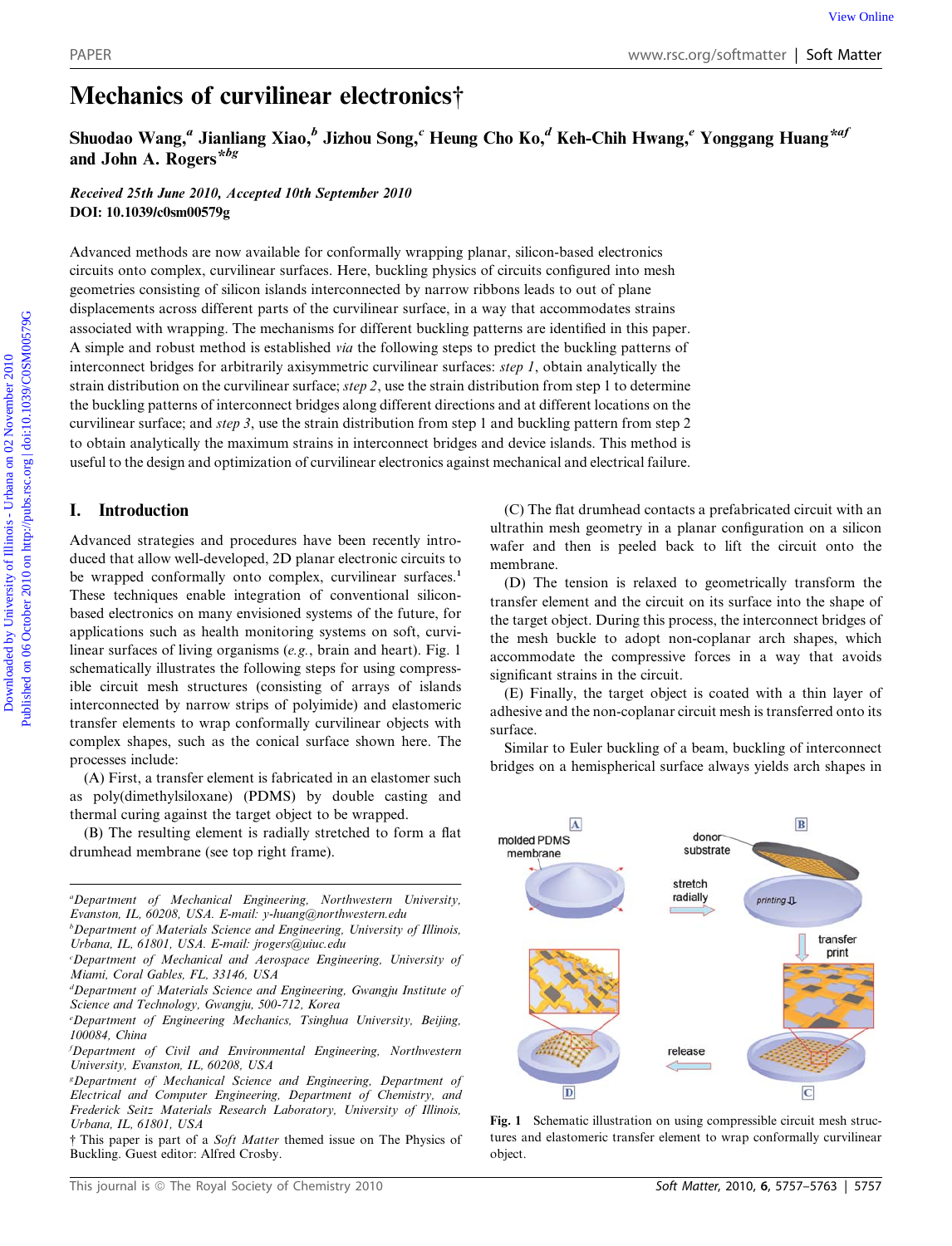# Mechanics of curvilinear electronics†

**Shuodao Wang,[a] Jianliang Xiao,[b] Jizhou Song,[c] Heung Cho Ko,[d] Keh-Chih Hwang,[e] Yonggang Huang*[af] and John A. Rogers*[bg]**

***Received 25th June 2010, Accepted 10th September 2010***
**DOI: 10.1039/c0sm00579g**

Advanced methods are now available for conformally wrapping planar, silicon-based electronics circuits onto complex, curvilinear surfaces. Here, buckling physics of circuits configured into mesh geometries consisting of silicon islands interconnected by narrow ribbons leads to out of plane displacements across different parts of the curvilinear surface, in a way that accommodates strains associated with wrapping. The mechanisms for different buckling patterns are identified in this paper. A simple and robust method is established *via* the following steps to predict the buckling patterns of interconnect bridges for arbitrarily axisymmetric curvilinear surfaces: *step 1*, obtain analytically the strain distribution on the curvilinear surface; *step 2*, use the strain distribution from step 1 to determine the buckling patterns of interconnect bridges along different directions and at different locations on the curvilinear surface; and *step 3*, use the strain distribution from step 1 and buckling pattern from step 2 to obtain analytically the maximum strains in interconnect bridges and device islands. This method is useful to the design and optimization of curvilinear electronics against mechanical and electrical failure.

## I. Introduction

Advanced strategies and procedures have been recently introduced that allow well-developed, 2D planar electronic circuits to be wrapped conformally onto complex, curvilinear surfaces.[1] These techniques enable integration of conventional silicon-based electronics on many envisioned systems of the future, for applications such as health monitoring systems on soft, curvilinear surfaces of living organisms (*e.g.*, brain and heart). Fig. 1 schematically illustrates the following steps for using compressible circuit mesh structures (consisting of arrays of islands interconnected by narrow strips of polyimide) and elastomeric transfer elements to wrap conformally curvilinear objects with complex shapes, such as the conical surface shown here. The processes include:

(A) First, a transfer element is fabricated in an elastomer such as poly(dimethylsiloxane) (PDMS) by double casting and thermal curing against the target object to be wrapped.

(B) The resulting element is radially stretched to form a flat drumhead membrane (see top right frame).

(C) The flat drumhead contacts a prefabricated circuit with an ultrathin mesh geometry in a planar configuration on a silicon wafer and then is peeled back to lift the circuit onto the membrane.

(D) The tension is relaxed to geometrically transform the transfer element and the circuit on its surface into the shape of the target object. During this process, the interconnect bridges of the mesh buckle to adopt non-coplanar arch shapes, which accommodate the compressive forces in a way that avoids significant strains in the circuit.

(E) Finally, the target object is coated with a thin layer of adhesive and the non-coplanar circuit mesh is transferred onto its surface.

Similar to Euler buckling of a beam, buckling of interconnect bridges on a hemispherical surface always yields arch shapes in

A
molded PDMS membrane
B
donor substrate
stretch radially
printing
transfer print
C
release
D

Fig. 1 Schematic illustration on using compressible circuit mesh structures and elastomeric transfer element to wrap conformally curvilinear object.

---

[a] Department of Mechanical Engineering, Northwestern University, Evanston, IL, 60208, USA. E-mail: y-huang@northwestern.edu
[b] Department of Materials Science and Engineering, University of Illinois, Urbana, IL, 61801, USA. E-mail: jrogers@uiuc.edu
[c] Department of Mechanical and Aerospace Engineering, University of Miami, Coral Gables, FL, 33146, USA
[d] Department of Materials Science and Engineering, Gwangju Institute of Science and Technology, Gwangju, 500-712, Korea
[e] Department of Engineering Mechanics, Tsinghua University, Beijing, 100084, China
[f] Department of Civil and Environmental Engineering, Northwestern University, Evanston, IL, 60208, USA
[g] Department of Mechanical Science and Engineering, Department of Electrical and Computer Engineering, Department of Chemistry, and Frederick Seitz Materials Research Laboratory, University of Illinois, Urbana, IL, 61801, USA

† This paper is part of a *Soft Matter* themed issue on The Physics of Buckling. Guest editor: Alfred Crosby.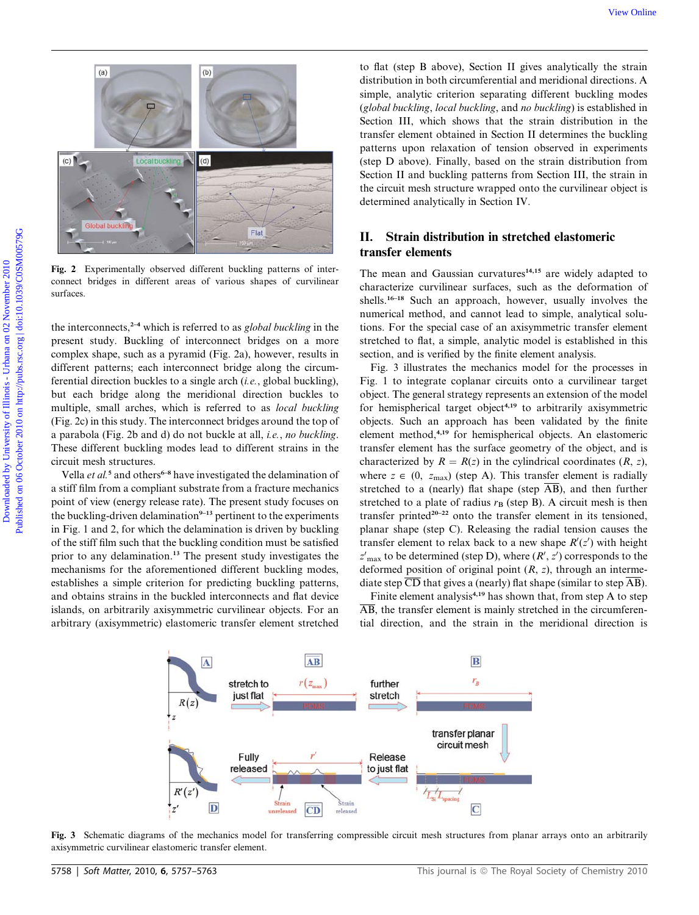Fig. 2 Experimentally observed different buckling patterns of interconnect bridges in different areas of various shapes of curvilinear surfaces.

the interconnects,[2–4] which is referred to as *global buckling* in the present study. Buckling of interconnect bridges on a more complex shape, such as a pyramid (Fig. 2a), however, results in different patterns; each interconnect bridge along the circumferential direction buckles to a single arch (*i.e.*, global buckling), but each bridge along the meridional direction buckles to multiple, small arches, which is referred to as *local buckling* (Fig. 2c) in this study. The interconnect bridges around the top of a parabola (Fig. 2b and d) do not buckle at all, *i.e.*, *no buckling*. These different buckling modes lead to different strains in the circuit mesh structures.

Vella *et al.*[5] and others[6–8] have investigated the delamination of a stiff film from a compliant substrate from a fracture mechanics point of view (energy release rate). The present study focuses on the buckling-driven delamination[9–13] pertinent to the experiments in Fig. 1 and 2, for which the delamination is driven by buckling of the stiff film such that the buckling condition must be satisfied prior to any delamination.[13] The present study investigates the mechanisms for the aforementioned different buckling modes, establishes a simple criterion for predicting buckling patterns, and obtains strains in the buckled interconnects and flat device islands, on arbitrarily axisymmetric curvilinear objects. For an arbitrary (axisymmetric) elastomeric transfer element stretched to flat (step B above), Section II gives analytically the strain distribution in both circumferential and meridional directions. A simple, analytic criterion separating different buckling modes (*global buckling*, *local buckling*, and *no buckling*) is established in Section III, which shows that the strain distribution in the transfer element obtained in Section II determines the buckling patterns upon relaxation of tension observed in experiments (step D above). Finally, based on the strain distribution from Section II and buckling patterns from Section III, the strain in the circuit mesh structure wrapped onto the curvilinear object is determined analytically in Section IV.

## II. Strain distribution in stretched elastomeric transfer elements

The mean and Gaussian curvatures[14,15] are widely adapted to characterize curvilinear surfaces, such as the deformation of shells.[16–18] Such an approach, however, usually involves the numerical method, and cannot lead to simple, analytical solutions. For the special case of an axisymmetric transfer element stretched to flat, a simple, analytic model is established in this section, and is verified by the finite element analysis.

Fig. 3 illustrates the mechanics model for the processes in Fig. 1 to integrate coplanar circuits onto a curvilinear target object. The general strategy represents an extension of the model for hemispherical target object[4,19] to arbitrarily axisymmetric objects. Such an approach has been validated by the finite element method,[4,19] for hemispherical objects. An elastomeric transfer element has the surface geometry of the object, and is characterized by $R = R(z)$ in the cylindrical coordinates $(R, z)$, where $z \in (0, z_{\max})$ (step A). This transfer element is radially stretched to a (nearly) flat shape (step $\overline{AB}$), and then further stretched to a plate of radius $r_B$ (step B). A circuit mesh is then transfer printed[20–22] onto the transfer element in its tensioned, planar shape (step C). Releasing the radial tension causes the transfer element to relax back to a new shape $R'(z')$ with height $z'_{\max}$ to be determined (step D), where $(R', z')$ corresponds to the deformed position of original point $(R, z)$, through an intermediate step $\overline{CD}$ that gives a (nearly) flat shape (similar to step $\overline{AB}$).

Finite element analysis[4,19] has shown that, from step A to step $\overline{AB}$, the transfer element is mainly stretched in the circumferential direction, and the strain in the meridional direction is

Fig. 3 Schematic diagrams of the mechanics model for transferring compressible circuit mesh structures from planar arrays onto an arbitrarily axisymmetric curvilinear elastomeric transfer element.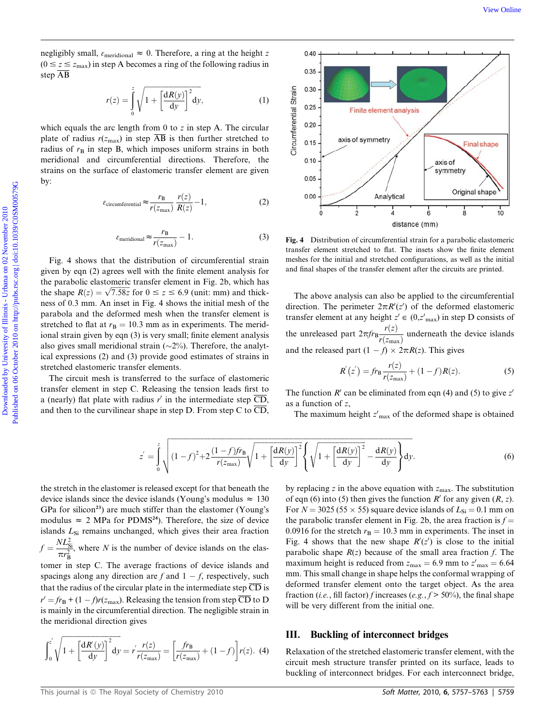negligibly small, $\varepsilon_{\text{meridional}} \approx 0$. Therefore, a ring at the height $z$ ($0 \le z \le z_{\max}$) in step A becomes a ring of the following radius in step $\overline{\text{AB}}$

$$r(z) = \int_0^z \sqrt{1 + \left[\frac{\mathrm{d}R(y)}{\mathrm{d}y}\right]^2}\,\mathrm{d}y, \tag{1}$$

which equals the arc length from 0 to $z$ in step A. The circular plate of radius $r(z_{\max})$ in step $\overline{\text{AB}}$ is then further stretched to radius of $r_{\text{B}}$ in step B, which imposes uniform strains in both meridional and circumferential directions. Therefore, the strains on the surface of elastomeric transfer element are given by:

$$\varepsilon_{\text{circumferential}} \approx \frac{r_{\text{B}}}{r(z_{\max})}\frac{r(z)}{R(z)} - 1, \tag{2}$$

$$\varepsilon_{\text{meridional}} \approx \frac{r_{\text{B}}}{r(z_{\max})} - 1. \tag{3}$$

Fig. 4 shows that the distribution of circumferential strain given by eqn (2) agrees well with the finite element analysis for the parabolic elastomeric transfer element in Fig. 2b, which has the shape $R(z) = \sqrt{7.58z}$ for $0 \le z \le 6.9$ (unit: mm) and thickness of 0.3 mm. An inset in Fig. 4 shows the initial mesh of the parabola and the deformed mesh when the transfer element is stretched to flat at $r_{\text{B}} = 10.3$ mm as in experiments. The meridional strain given by eqn (3) is very small; finite element analysis also gives small meridional strain (~2%). Therefore, the analytical expressions (2) and (3) provide good estimates of strains in stretched elastomeric transfer elements.

The circuit mesh is transferred to the surface of elastomeric transfer element in step C. Releasing the tension leads first to a (nearly) flat plate with radius $r'$ in the intermediate step $\overline{\text{CD}}$, and then to the curvilinear shape in step D. From step C to $\overline{\text{CD}}$, the stretch in the elastomer is released except for that beneath the device islands since the device islands (Young's modulus $\approx$ 130 GPa for silicon[23]) are much stiffer than the elastomer (Young's modulus $\approx$ 2 MPa for PDMS[24]). Therefore, the size of device islands $L_{\text{Si}}$ remains unchanged, which gives their area fraction $f = \frac{NL_{\text{Si}}^2}{\pi r_{\text{B}}^2}$, where $N$ is the number of device islands on the elastomer in step C. The average fractions of device islands and spacings along any direction are $f$ and $1 - f$, respectively, such that the radius of the circular plate in the intermediate step $\overline{\text{CD}}$ is $r' = fr_{\text{B}} + (1 - f)r(z_{\max})$. Releasing the tension from step $\overline{\text{CD}}$ to D is mainly in the circumferential direction. The negligible strain in the meridional direction gives

$$\int_0^{z'} \sqrt{1 + \left[\frac{\mathrm{d}R'(y)}{\mathrm{d}y}\right]^2}\,\mathrm{d}y = r'\frac{r(z)}{r(z_{\max})} = \left[\frac{fr_{\text{B}}}{r(z_{\max})} + (1 - f)\right]r(z). \tag{4}$$

Fig. 4 Distribution of circumferential strain for a parabolic elastomeric transfer element stretched to flat. The insets show the finite element meshes for the initial and stretched configurations, as well as the initial and final shapes of the transfer element after the circuits are printed.

The above analysis can also be applied to the circumferential direction. The perimeter $2\pi R'(z')$ of the deformed elastomeric transfer element at any height $z' \in (0, z'_{\max})$ in step D consists of the unreleased part $2\pi fr_{\text{B}}\frac{r(z)}{r(z_{\max})}$ underneath the device islands and the released part $(1 - f) \times 2\pi R(z)$. This gives

$$R'(z') = fr_{\text{B}}\frac{r(z)}{r(z_{\max})} + (1 - f)R(z). \tag{5}$$

The function $R'$ can be eliminated from eqn (4) and (5) to give $z'$ as a function of $z$,

$$z' = \int_0^z \sqrt{(1-f)^2 + 2\frac{(1-f)fr_{\text{B}}}{r(z_{\max})}\sqrt{1 + \left[\frac{\mathrm{d}R(y)}{\mathrm{d}y}\right]^2}\left\{\sqrt{1 + \left[\frac{\mathrm{d}R(y)}{\mathrm{d}y}\right]^2} - \frac{\mathrm{d}R(y)}{\mathrm{d}y}\right\}}\,\mathrm{d}y. \tag{6}$$

The maximum height $z'_{\max}$ of the deformed shape is obtained by replacing $z$ in the above equation with $z_{\max}$. The substitution of eqn (6) into (5) then gives the function $R'$ for any given ($R$, $z$). For $N = 3025$ ($55 \times 55$) square device islands of $L_{\text{Si}} = 0.1$ mm on the parabolic transfer element in Fig. 2b, the area fraction is $f = 0.0916$ for the stretch $r_{\text{B}} = 10.3$ mm in experiments. The inset in Fig. 4 shows that the new shape $R'(z')$ is close to the initial parabolic shape $R(z)$ because of the small area fraction $f$. The maximum height is reduced from $z_{\max} = 6.9$ mm to $z'_{\max} = 6.64$ mm. This small change in shape helps the conformal wrapping of deformed transfer element onto the target object. As the area fraction (*i.e.*, fill factor) $f$ increases (*e.g.*, $f > 50\%$), the final shape will be very different from the initial one.

## III. Buckling of interconnect bridges

Relaxation of the stretched elastomeric transfer element, with the circuit mesh structure transfer printed on its surface, leads to buckling of interconnect bridges. For each interconnect bridge,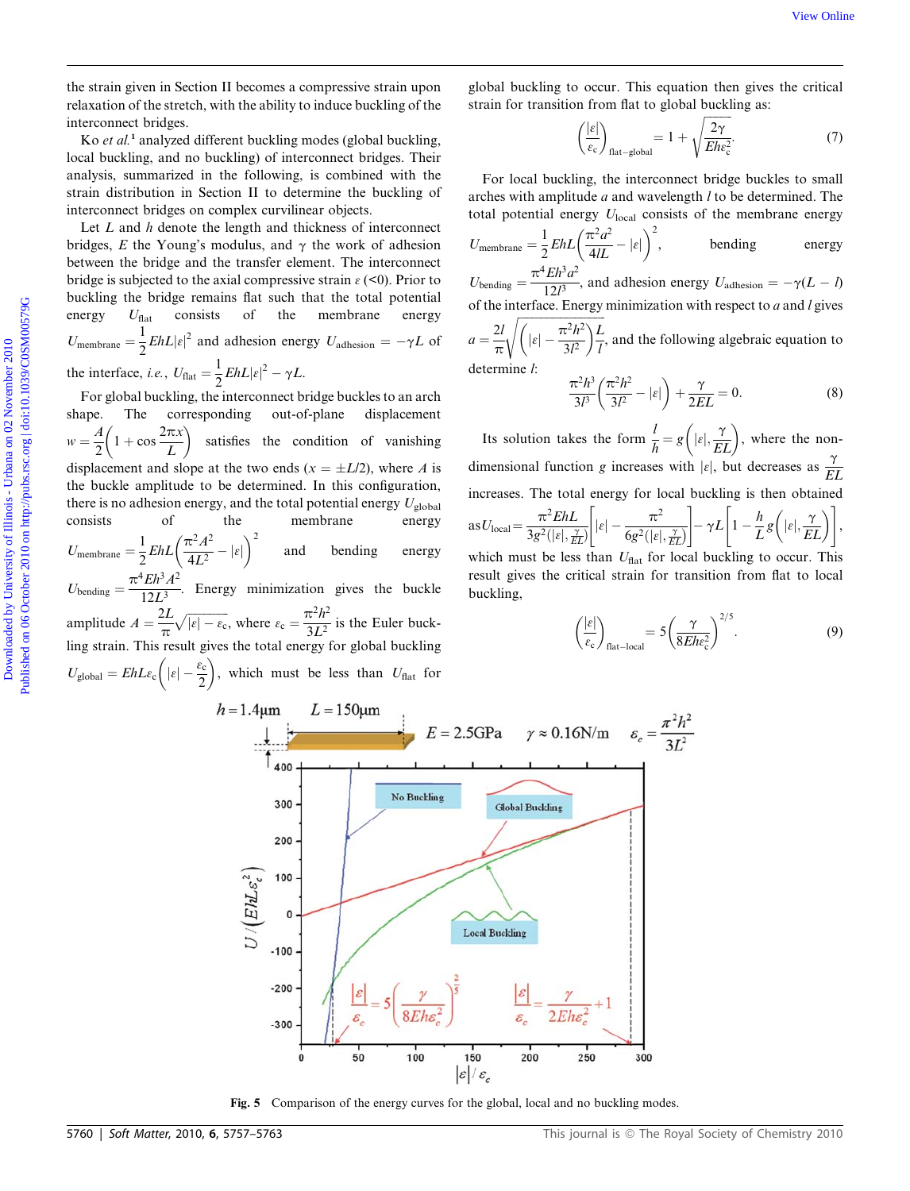the strain given in Section II becomes a compressive strain upon relaxation of the stretch, with the ability to induce buckling of the interconnect bridges.

Ko *et al.*[1] analyzed different buckling modes (global buckling, local buckling, and no buckling) of interconnect bridges. Their analysis, summarized in the following, is combined with the strain distribution in Section II to determine the buckling of interconnect bridges on complex curvilinear objects.

Let $L$ and $h$ denote the length and thickness of interconnect bridges, $E$ the Young's modulus, and $\gamma$ the work of adhesion between the bridge and the transfer element. The interconnect bridge is subjected to the axial compressive strain $\varepsilon$ (<0). Prior to buckling the bridge remains flat such that the total potential energy $U_{\text{flat}}$ consists of the membrane energy $U_{\text{membrane}} = \frac{1}{2}EhL|\varepsilon|^2$ and adhesion energy $U_{\text{adhesion}} = -\gamma L$ of the interface, *i.e.*, $U_{\text{flat}} = \frac{1}{2}EhL|\varepsilon|^2 - \gamma L$.

For global buckling, the interconnect bridge buckles to an arch shape. The corresponding out-of-plane displacement $w = \frac{A}{2}\left(1+\cos\frac{2\pi x}{L}\right)$ satisfies the condition of vanishing displacement and slope at the two ends ($x = \pm L/2$), where $A$ is the buckle amplitude to be determined. In this configuration, there is no adhesion energy, and the total potential energy $U_{\text{global}}$ consists of the membrane energy $U_{\text{membrane}} = \frac{1}{2}EhL\left(\frac{\pi^2 A^2}{4L^2} - |\varepsilon|\right)^2$ and bending energy $U_{\text{bending}} = \frac{\pi^4 E h^3 A^2}{12L^3}$. Energy minimization gives the buckle amplitude $A = \frac{2L}{\pi}\sqrt{|\varepsilon| - \varepsilon_c}$, where $\varepsilon_c = \frac{\pi^2 h^2}{3L^2}$ is the Euler buckling strain. This result gives the total energy for global buckling $U_{\text{global}} = EhL\varepsilon_c\left(|\varepsilon| - \frac{\varepsilon_c}{2}\right)$, which must be less than $U_{\text{flat}}$ for global buckling to occur. This equation then gives the critical strain for transition from flat to global buckling as:

$$\left(\frac{|\varepsilon|}{\varepsilon_c}\right)_{\text{flat-global}} = 1 + \sqrt{\frac{2\gamma}{Eh\varepsilon_c^2}}. \tag{7}$$

For local buckling, the interconnect bridge buckles to small arches with amplitude $a$ and wavelength $l$ to be determined. The total potential energy $U_{\text{local}}$ consists of the membrane energy $U_{\text{membrane}} = \frac{1}{2}EhL\left(\frac{\pi^2 a^2}{4lL} - |\varepsilon|\right)^2$, bending energy $U_{\text{bending}} = \frac{\pi^4 E h^3 a^2}{12 l^3}$, and adhesion energy $U_{\text{adhesion}} = -\gamma(L - l)$ of the interface. Energy minimization with respect to $a$ and $l$ gives $a = \frac{2l}{\pi}\sqrt{\left(|\varepsilon| - \frac{\pi^2 h^2}{3l^2}\right)\frac{L}{l}}$, and the following algebraic equation to determine $l$:

$$\frac{\pi^2 h^3}{3l^3}\left(\frac{\pi^2 h^2}{3l^2} - |\varepsilon|\right) + \frac{\gamma}{2EL} = 0. \tag{8}$$

Its solution takes the form $\frac{l}{h} = g\left(|\varepsilon|, \frac{\gamma}{EL}\right)$, where the non-dimensional function $g$ increases with $|\varepsilon|$, but decreases as $\frac{\gamma}{EL}$ increases. The total energy for local buckling is then obtained as $U_{\text{local}} = \frac{\pi^2 EhL}{3g^2\left(|\varepsilon|, \frac{\gamma}{EL}\right)}\left[|\varepsilon| - \frac{\pi^2}{6g^2\left(|\varepsilon|, \frac{\gamma}{EL}\right)}\right] - \gamma L\left[1 - \frac{h}{L}g\left(|\varepsilon|, \frac{\gamma}{EL}\right)\right]$, which must be less than $U_{\text{flat}}$ for local buckling to occur. This result gives the critical strain for transition from flat to local buckling,

$$\left(\frac{|\varepsilon|}{\varepsilon_c}\right)_{\text{flat-local}} = 5\left(\frac{\gamma}{8Eh\varepsilon_c^2}\right)^{2/5}. \tag{9}$$

**Fig. 5** Comparison of the energy curves for the global, local and no buckling modes.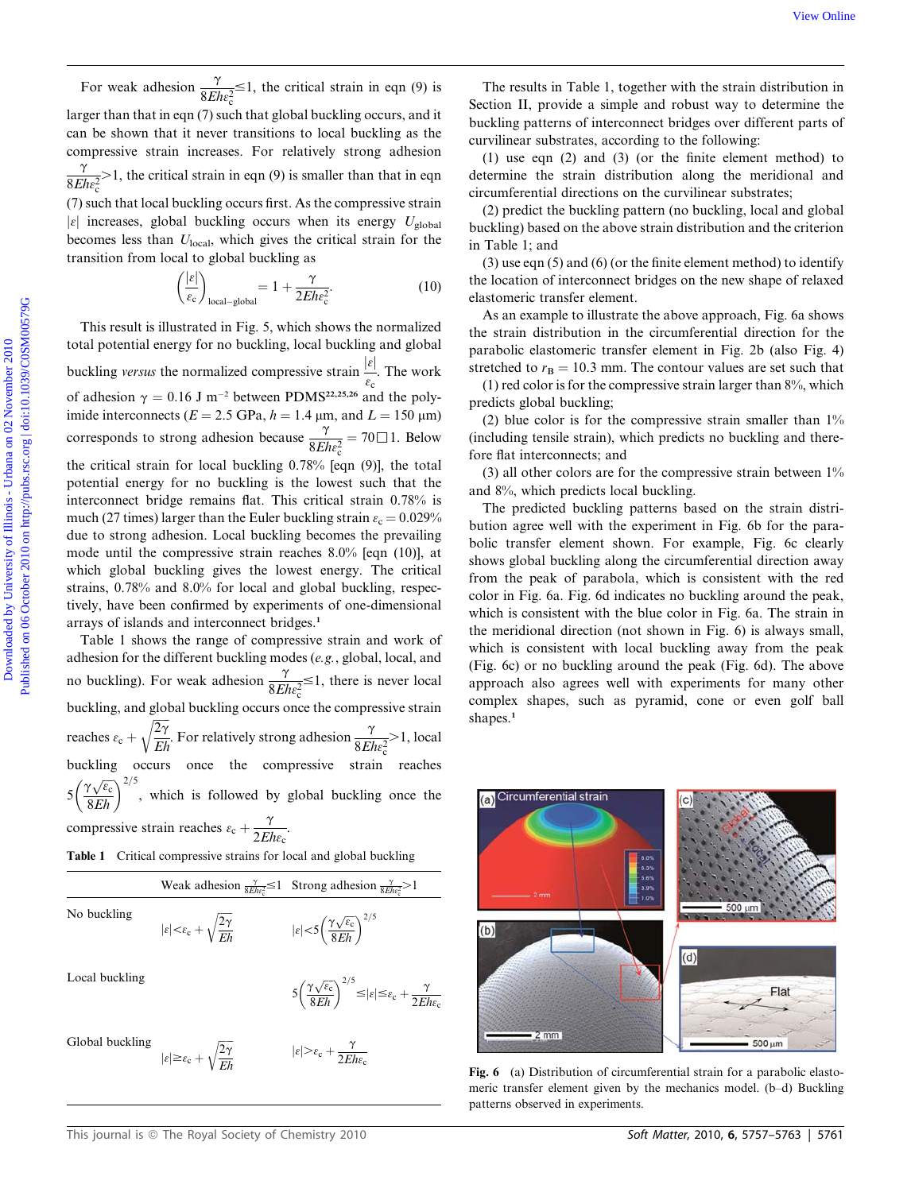For weak adhesion $\frac{\gamma}{8Eh\varepsilon_c^2} \leq 1$, the critical strain in eqn (9) is larger than that in eqn (7) such that global buckling occurs, and it can be shown that it never transitions to local buckling as the compressive strain increases. For relatively strong adhesion $\frac{\gamma}{8Eh\varepsilon_c^2} > 1$, the critical strain in eqn (9) is smaller than that in eqn (7) such that local buckling occurs first. As the compressive strain $|\varepsilon|$ increases, global buckling occurs when its energy $U_{\mathrm{global}}$ becomes less than $U_{\mathrm{local}}$, which gives the critical strain for the transition from local to global buckling as

$$\left(\frac{|\varepsilon|}{\varepsilon_c}\right)_{\mathrm{local-global}} = 1 + \frac{\gamma}{2Eh\varepsilon_c^2}. \quad (10)$$

This result is illustrated in Fig. 5, which shows the normalized total potential energy for no buckling, local buckling and global buckling *versus* the normalized compressive strain $\frac{|\varepsilon|}{\varepsilon_c}$. The work of adhesion $\gamma = 0.16$ J m$^{-2}$ between PDMS[22,25,26] and the polyimide interconnects ($E = 2.5$ GPa, $h = 1.4$ μm, and $L = 150$ μm) corresponds to strong adhesion because $\frac{\gamma}{8Eh\varepsilon_c^2} = 70 \gg 1$. Below the critical strain for local buckling 0.78% [eqn (9)], the total potential energy for no buckling is the lowest such that the interconnect bridge remains flat. This critical strain 0.78% is much (27 times) larger than the Euler buckling strain $\varepsilon_c = 0.029\%$ due to strong adhesion. Local buckling becomes the prevailing mode until the compressive strain reaches 8.0% [eqn (10)], at which global buckling gives the lowest energy. The critical strains, 0.78% and 8.0% for local and global buckling, respectively, have been confirmed by experiments of one-dimensional arrays of islands and interconnect bridges.[1]

Table 1 shows the range of compressive strain and work of adhesion for the different buckling modes (*e.g.*, global, local, and no buckling). For weak adhesion $\frac{\gamma}{8Eh\varepsilon_c^2} \leq 1$, there is never local buckling, and global buckling occurs once the compressive strain reaches $\varepsilon_c + \sqrt{\frac{2\gamma}{Eh}}$. For relatively strong adhesion $\frac{\gamma}{8Eh\varepsilon_c^2} > 1$, local buckling occurs once the compressive strain reaches $5\left(\frac{\gamma\sqrt{\varepsilon_c}}{8Eh}\right)^{2/5}$, which is followed by global buckling once the compressive strain reaches $\varepsilon_c + \frac{\gamma}{2Eh\varepsilon_c}$.

**Table 1** Critical compressive strains for local and global buckling

| | Weak adhesion $\frac{\gamma}{8Eh\varepsilon_c^2} \leq 1$ | Strong adhesion $\frac{\gamma}{8Eh\varepsilon_c^2} > 1$ |
|---|---|---|
| No buckling | $\lvert\varepsilon\rvert < \varepsilon_c + \sqrt{\frac{2\gamma}{Eh}}$ | $\lvert\varepsilon\rvert < 5\left(\frac{\gamma\sqrt{\varepsilon_c}}{8Eh}\right)^{2/5}$ |
| Local buckling | | $5\left(\frac{\gamma\sqrt{\varepsilon_c}}{8Eh}\right)^{2/5} \leq \lvert\varepsilon\rvert \leq \varepsilon_c + \frac{\gamma}{2Eh\varepsilon_c}$ |
| Global buckling | $\lvert\varepsilon\rvert \geq \varepsilon_c + \sqrt{\frac{2\gamma}{Eh}}$ | $\lvert\varepsilon\rvert > \varepsilon_c + \frac{\gamma}{2Eh\varepsilon_c}$ |

The results in Table 1, together with the strain distribution in Section II, provide a simple and robust way to determine the buckling patterns of interconnect bridges over different parts of curvilinear substrates, according to the following:

(1) use eqn (2) and (3) (or the finite element method) to determine the strain distribution along the meridional and circumferential directions on the curvilinear substrates;

(2) predict the buckling pattern (no buckling, local and global buckling) based on the above strain distribution and the criterion in Table 1; and

(3) use eqn (5) and (6) (or the finite element method) to identify the location of interconnect bridges on the new shape of relaxed elastomeric transfer element.

As an example to illustrate the above approach, Fig. 6a shows the strain distribution in the circumferential direction for the parabolic elastomeric transfer element in Fig. 2b (also Fig. 4) stretched to $r_B = 10.3$ mm. The contour values are set such that

(1) red color is for the compressive strain larger than 8%, which predicts global buckling;

(2) blue color is for the compressive strain smaller than 1% (including tensile strain), which predicts no buckling and therefore flat interconnects; and

(3) all other colors are for the compressive strain between 1% and 8%, which predicts local buckling.

The predicted buckling patterns based on the strain distribution agree well with the experiment in Fig. 6b for the parabolic transfer element shown. For example, Fig. 6c clearly shows global buckling along the circumferential direction away from the peak of parabola, which is consistent with the red color in Fig. 6a. Fig. 6d indicates no buckling around the peak, which is consistent with the blue color in Fig. 6a. The strain in the meridional direction (not shown in Fig. 6) is always small, which is consistent with local buckling away from the peak (Fig. 6c) or no buckling around the peak (Fig. 6d). The above approach also agrees well with experiments for many other complex shapes, such as pyramid, cone or even golf ball shapes.[1]

**Fig. 6** (a) Distribution of circumferential strain for a parabolic elastomeric transfer element given by the mechanics model. (b–d) Buckling patterns observed in experiments.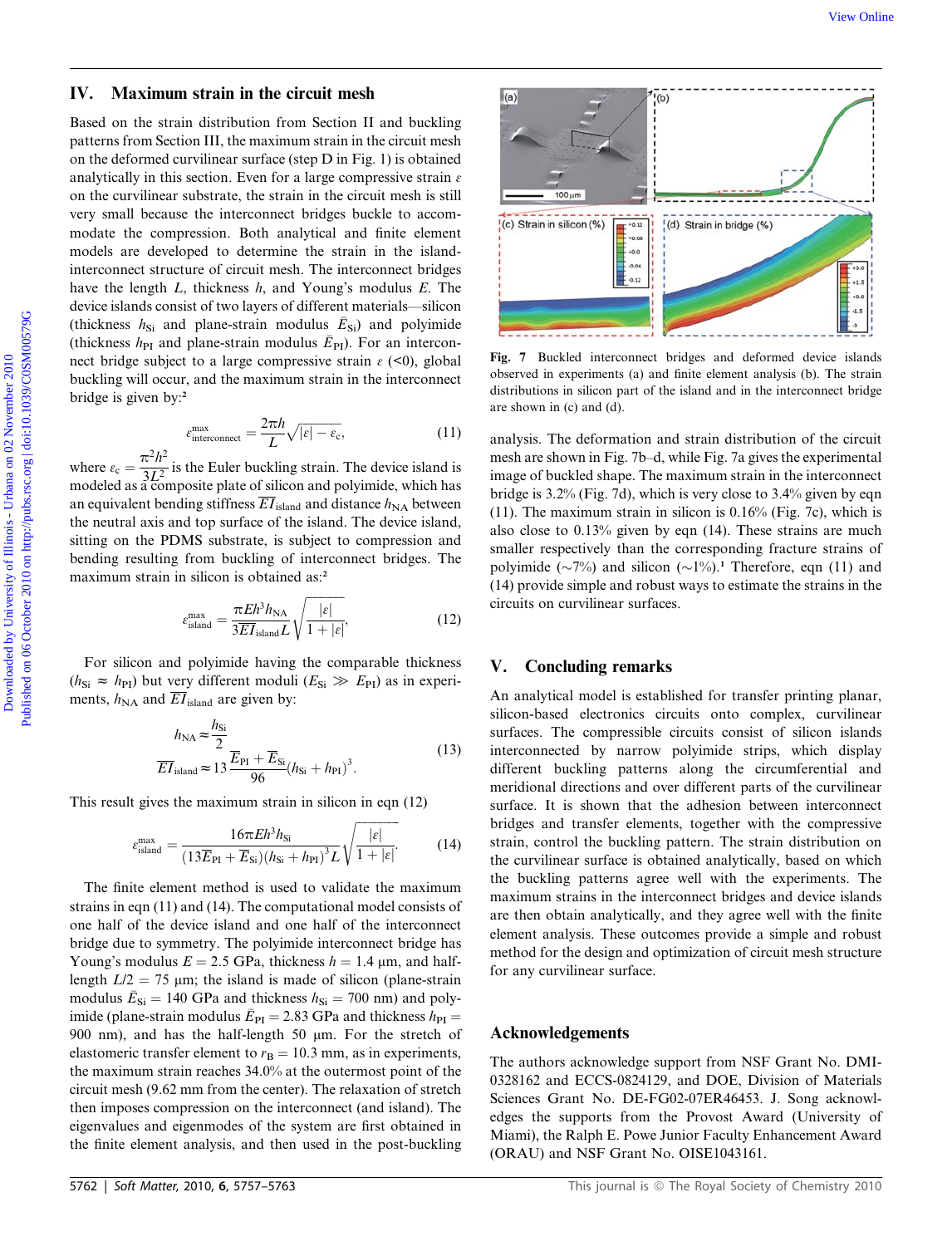## IV. Maximum strain in the circuit mesh

Based on the strain distribution from Section II and buckling patterns from Section III, the maximum strain in the circuit mesh on the deformed curvilinear surface (step D in Fig. 1) is obtained analytically in this section. Even for a large compressive strain $\varepsilon$ on the curvilinear substrate, the strain in the circuit mesh is still very small because the interconnect bridges buckle to accommodate the compression. Both analytical and finite element models are developed to determine the strain in the island-interconnect structure of circuit mesh. The interconnect bridges have the length $L$, thickness $h$, and Young's modulus $E$. The device islands consist of two layers of different materials—silicon (thickness $h_{Si}$ and plane-strain modulus $\bar{E}_{Si}$) and polyimide (thickness $h_{PI}$ and plane-strain modulus $\bar{E}_{PI}$). For an interconnect bridge subject to a large compressive strain $\varepsilon$ (<0), global buckling will occur, and the maximum strain in the interconnect bridge is given by:[2]

$$\varepsilon_{\text{interconnect}}^{\max} = \frac{2\pi h}{L}\sqrt{|\varepsilon| - \varepsilon_c}, \tag{11}$$

where $\varepsilon_c = \dfrac{\pi^2 h^2}{3L^2}$ is the Euler buckling strain. The device island is modeled as a composite plate of silicon and polyimide, which has an equivalent bending stiffness $\overline{EI}_{\text{island}}$ and distance $h_{NA}$ between the neutral axis and top surface of the island. The device island, sitting on the PDMS substrate, is subject to compression and bending resulting from buckling of interconnect bridges. The maximum strain in silicon is obtained as:[2]

$$\varepsilon_{\text{island}}^{\max} = \frac{\pi E h^3 h_{NA}}{3\overline{EI}_{\text{island}} L}\sqrt{\frac{|\varepsilon|}{1+|\varepsilon|}}, \tag{12}$$

For silicon and polyimide having the comparable thickness ($h_{Si} \approx h_{PI}$) but very different moduli ($E_{Si} \gg E_{PI}$) as in experiments, $h_{NA}$ and $\overline{EI}_{\text{island}}$ are given by:

$$h_{NA} \approx \frac{h_{Si}}{2}$$
$$\overline{EI}_{\text{island}} \approx 13\frac{\bar{E}_{PI} + \bar{E}_{Si}}{96}(h_{Si} + h_{PI})^3. \tag{13}$$

This result gives the maximum strain in silicon in eqn (12)

$$\varepsilon_{\text{island}}^{\max} = \frac{16\pi E h^3 h_{Si}}{(13\bar{E}_{PI} + \bar{E}_{Si})(h_{Si} + h_{PI})^3 L}\sqrt{\frac{|\varepsilon|}{1+|\varepsilon|}}. \tag{14}$$

The finite element method is used to validate the maximum strains in eqn (11) and (14). The computational model consists of one half of the device island and one half of the interconnect bridge due to symmetry. The polyimide interconnect bridge has Young's modulus $E = 2.5$ GPa, thickness $h = 1.4$ μm, and half-length $L/2 = 75$ μm; the island is made of silicon (plane-strain modulus $\bar{E}_{Si} = 140$ GPa and thickness $h_{Si} = 700$ nm) and polyimide (plane-strain modulus $\bar{E}_{PI} = 2.83$ GPa and thickness $h_{PI} = 900$ nm), and has the half-length 50 μm. For the stretch of elastomeric transfer element to $r_B = 10.3$ mm, as in experiments, the maximum strain reaches 34.0% at the outermost point of the circuit mesh (9.62 mm from the center). The relaxation of stretch then imposes compression on the interconnect (and island). The eigenvalues and eigenmodes of the system are first obtained in the finite element analysis, and then used in the post-buckling analysis. The deformation and strain distribution of the circuit mesh are shown in Fig. 7b–d, while Fig. 7a gives the experimental image of buckled shape. The maximum strain in the interconnect bridge is 3.2% (Fig. 7d), which is very close to 3.4% given by eqn (11). The maximum strain in silicon is 0.16% (Fig. 7c), which is also close to 0.13% given by eqn (14). These strains are much smaller respectively than the corresponding fracture strains of polyimide (~7%) and silicon (~1%).[1] Therefore, eqn (11) and (14) provide simple and robust ways to estimate the strains in the circuits on curvilinear surfaces.

**Fig. 7** Buckled interconnect bridges and deformed device islands observed in experiments (a) and finite element analysis (b). The strain distributions in silicon part of the island and in the interconnect bridge are shown in (c) and (d).

## V. Concluding remarks

An analytical model is established for transfer printing planar, silicon-based electronics circuits onto complex, curvilinear surfaces. The compressible circuits consist of silicon islands interconnected by narrow polyimide strips, which display different buckling patterns along the circumferential and meridional directions and over different parts of the curvilinear surface. It is shown that the adhesion between interconnect bridges and transfer elements, together with the compressive strain, control the buckling pattern. The strain distribution on the curvilinear surface is obtained analytically, based on which the buckling patterns agree well with the experiments. The maximum strains in the interconnect bridges and device islands are then obtain analytically, and they agree well with the finite element analysis. These outcomes provide a simple and robust method for the design and optimization of circuit mesh structure for any curvilinear surface.

## Acknowledgements

The authors acknowledge support from NSF Grant No. DMI-0328162 and ECCS-0824129, and DOE, Division of Materials Sciences Grant No. DE-FG02-07ER46453. J. Song acknowledges the supports from the Provost Award (University of Miami), the Ralph E. Powe Junior Faculty Enhancement Award (ORAU) and NSF Grant No. OISE1043161.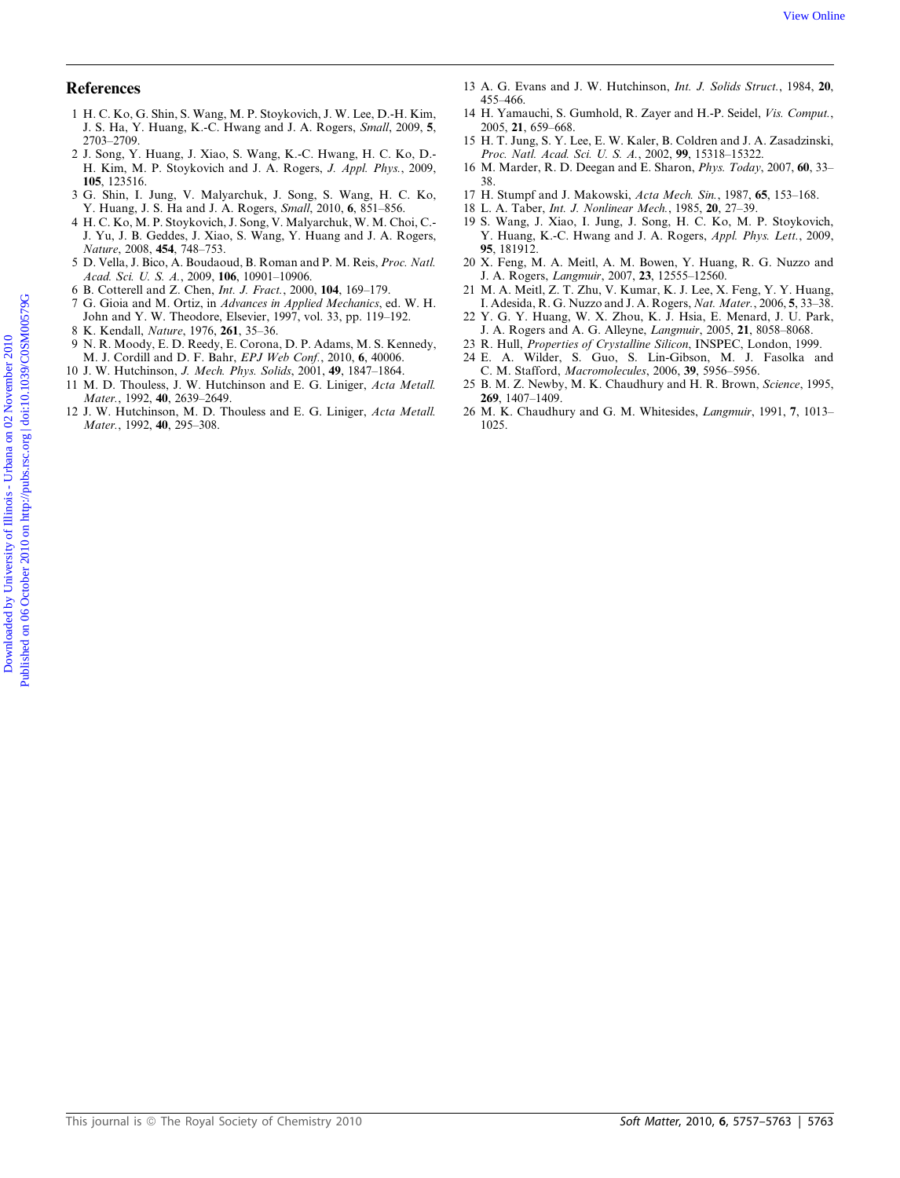## References

1 H. C. Ko, G. Shin, S. Wang, M. P. Stoykovich, J. W. Lee, D.-H. Kim, J. S. Ha, Y. Huang, K.-C. Hwang and J. A. Rogers, *Small*, 2009, **5**, 2703–2709.

2 J. Song, Y. Huang, J. Xiao, S. Wang, K.-C. Hwang, H. C. Ko, D.-H. Kim, M. P. Stoykovich and J. A. Rogers, *J. Appl. Phys.*, 2009, **105**, 123516.

3 G. Shin, I. Jung, V. Malyarchuk, J. Song, S. Wang, H. C. Ko, Y. Huang, J. S. Ha and J. A. Rogers, *Small*, 2010, **6**, 851–856.

4 H. C. Ko, M. P. Stoykovich, J. Song, V. Malyarchuk, W. M. Choi, C.-J. Yu, J. B. Geddes, J. Xiao, S. Wang, Y. Huang and J. A. Rogers, *Nature*, 2008, **454**, 748–753.

5 D. Vella, J. Bico, A. Boudaoud, B. Roman and P. M. Reis, *Proc. Natl. Acad. Sci. U. S. A.*, 2009, **106**, 10901–10906.

6 B. Cotterell and Z. Chen, *Int. J. Fract.*, 2000, **104**, 169–179.

7 G. Gioia and M. Ortiz, in *Advances in Applied Mechanics*, ed. W. H. John and Y. W. Theodore, Elsevier, 1997, vol. 33, pp. 119–192.

8 K. Kendall, *Nature*, 1976, **261**, 35–36.

9 N. R. Moody, E. D. Reedy, E. Corona, D. P. Adams, M. S. Kennedy, M. J. Cordill and D. F. Bahr, *EPJ Web Conf.*, 2010, **6**, 40006.

10 J. W. Hutchinson, *J. Mech. Phys. Solids*, 2001, **49**, 1847–1864.

11 M. D. Thouless, J. W. Hutchinson and E. G. Liniger, *Acta Metall. Mater.*, 1992, **40**, 2639–2649.

12 J. W. Hutchinson, M. D. Thouless and E. G. Liniger, *Acta Metall. Mater.*, 1992, **40**, 295–308.

13 A. G. Evans and J. W. Hutchinson, *Int. J. Solids Struct.*, 1984, **20**, 455–466.

14 H. Yamauchi, S. Gumhold, R. Zayer and H.-P. Seidel, *Vis. Comput.*, 2005, **21**, 659–668.

15 H. T. Jung, S. Y. Lee, E. W. Kaler, B. Coldren and J. A. Zasadzinski, *Proc. Natl. Acad. Sci. U. S. A.*, 2002, **99**, 15318–15322.

16 M. Marder, R. D. Deegan and E. Sharon, *Phys. Today*, 2007, **60**, 33–38.

17 H. Stumpf and J. Makowski, *Acta Mech. Sin.*, 1987, **65**, 153–168.

18 L. A. Taber, *Int. J. Nonlinear Mech.*, 1985, **20**, 27–39.

19 S. Wang, J. Xiao, I. Jung, J. Song, H. C. Ko, M. P. Stoykovich, Y. Huang, K.-C. Hwang and J. A. Rogers, *Appl. Phys. Lett.*, 2009, **95**, 181912.

20 X. Feng, M. A. Meitl, A. M. Bowen, Y. Huang, R. G. Nuzzo and J. A. Rogers, *Langmuir*, 2007, **23**, 12555–12560.

21 M. A. Meitl, Z. T. Zhu, V. Kumar, K. J. Lee, X. Feng, Y. Y. Huang, I. Adesida, R. G. Nuzzo and J. A. Rogers, *Nat. Mater.*, 2006, **5**, 33–38.

22 Y. G. Y. Huang, W. X. Zhou, K. J. Hsia, E. Menard, J. U. Park, J. A. Rogers and A. G. Alleyne, *Langmuir*, 2005, **21**, 8058–8068.

23 R. Hull, *Properties of Crystalline Silicon*, INSPEC, London, 1999.

24 E. A. Wilder, S. Guo, S. Lin-Gibson, M. J. Fasolka and C. M. Stafford, *Macromolecules*, 2006, **39**, 5956–5956.

25 B. M. Z. Newby, M. K. Chaudhury and H. R. Brown, *Science*, 1995, **269**, 1407–1409.

26 M. K. Chaudhury and G. M. Whitesides, *Langmuir*, 1991, **7**, 1013–1025.